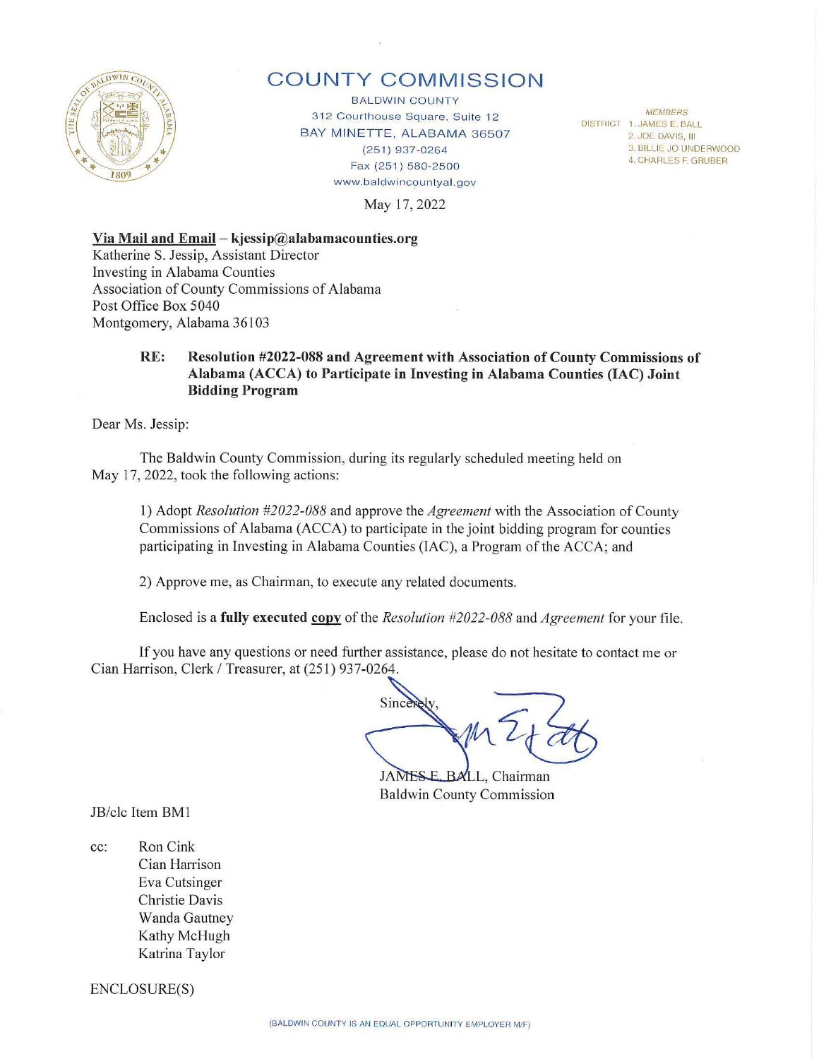# COUNTY COMMISSION

BALDWIN COUNTY
312 Courthouse Square, Suite 12
BAY MINETTE, ALABAMA 36507
(251) 937-0264
Fax (251) 580-2500
www.baldwincountyal.gov

*MEMBERS*
DISTRICT 1. JAMES E. BALL
2. JOE DAVIS, III
3. BILLIE JO UNDERWOOD
4. CHARLES F. GRUBER

May 17, 2022

**Via Mail and Email – kjessip@alabamacounties.org**
Katherine S. Jessip, Assistant Director
Investing in Alabama Counties
Association of County Commissions of Alabama
Post Office Box 5040
Montgomery, Alabama 36103

**RE: Resolution #2022-088 and Agreement with Association of County Commissions of Alabama (ACCA) to Participate in Investing in Alabama Counties (IAC) Joint Bidding Program**

Dear Ms. Jessip:

The Baldwin County Commission, during its regularly scheduled meeting held on May 17, 2022, took the following actions:

1) Adopt *Resolution #2022-088* and approve the *Agreement* with the Association of County Commissions of Alabama (ACCA) to participate in the joint bidding program for counties participating in Investing in Alabama Counties (IAC), a Program of the ACCA; and

2) Approve me, as Chairman, to execute any related documents.

Enclosed is a **fully executed copy** of the *Resolution #2022-088* and *Agreement* for your file.

If you have any questions or need further assistance, please do not hesitate to contact me or Cian Harrison, Clerk / Treasurer, at (251) 937-0264.

Sincerely,

JAMES E. BALL, Chairman
Baldwin County Commission

JB/clc Item BM1

cc: Ron Cink
Cian Harrison
Eva Cutsinger
Christie Davis
Wanda Gautney
Kathy McHugh
Katrina Taylor

ENCLOSURE(S)

(BALDWIN COUNTY IS AN EQUAL OPPORTUNITY EMPLOYER M/F)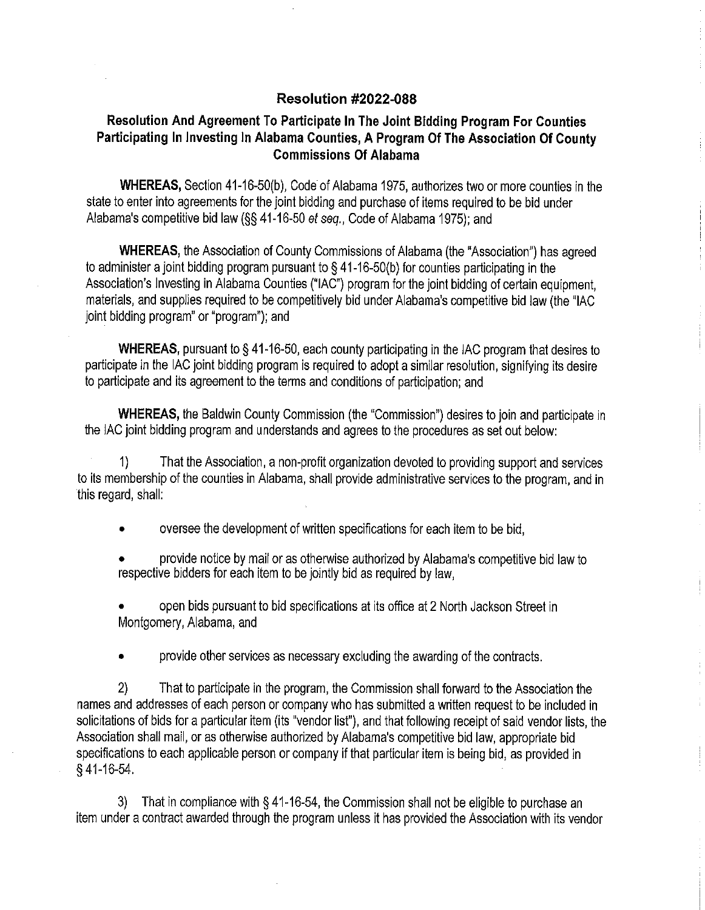## Resolution #2022-088

### Resolution And Agreement To Participate In The Joint Bidding Program For Counties Participating In Investing In Alabama Counties, A Program Of The Association Of County Commissions Of Alabama

**WHEREAS,** Section 41-16-50(b), Code of Alabama 1975, authorizes two or more counties in the state to enter into agreements for the joint bidding and purchase of items required to be bid under Alabama's competitive bid law (§§ 41-16-50 *et seq.*, Code of Alabama 1975); and

**WHEREAS,** the Association of County Commissions of Alabama (the "Association") has agreed to administer a joint bidding program pursuant to § 41-16-50(b) for counties participating in the Association's Investing in Alabama Counties ("IAC") program for the joint bidding of certain equipment, materials, and supplies required to be competitively bid under Alabama's competitive bid law (the "IAC joint bidding program" or "program"); and

**WHEREAS,** pursuant to § 41-16-50, each county participating in the IAC program that desires to participate in the IAC joint bidding program is required to adopt a similar resolution, signifying its desire to participate and its agreement to the terms and conditions of participation; and

**WHEREAS,** the Baldwin County Commission (the "Commission") desires to join and participate in the IAC joint bidding program and understands and agrees to the procedures as set out below:

1) That the Association, a non-profit organization devoted to providing support and services to its membership of the counties in Alabama, shall provide administrative services to the program, and in this regard, shall:

- oversee the development of written specifications for each item to be bid,
- provide notice by mail or as otherwise authorized by Alabama's competitive bid law to respective bidders for each item to be jointly bid as required by law,
- open bids pursuant to bid specifications at its office at 2 North Jackson Street in Montgomery, Alabama, and
- provide other services as necessary excluding the awarding of the contracts.

2) That to participate in the program, the Commission shall forward to the Association the names and addresses of each person or company who has submitted a written request to be included in solicitations of bids for a particular item (its "vendor list"), and that following receipt of said vendor lists, the Association shall mail, or as otherwise authorized by Alabama's competitive bid law, appropriate bid specifications to each applicable person or company if that particular item is being bid, as provided in § 41-16-54.

3) That in compliance with § 41-16-54, the Commission shall not be eligible to purchase an item under a contract awarded through the program unless it has provided the Association with its vendor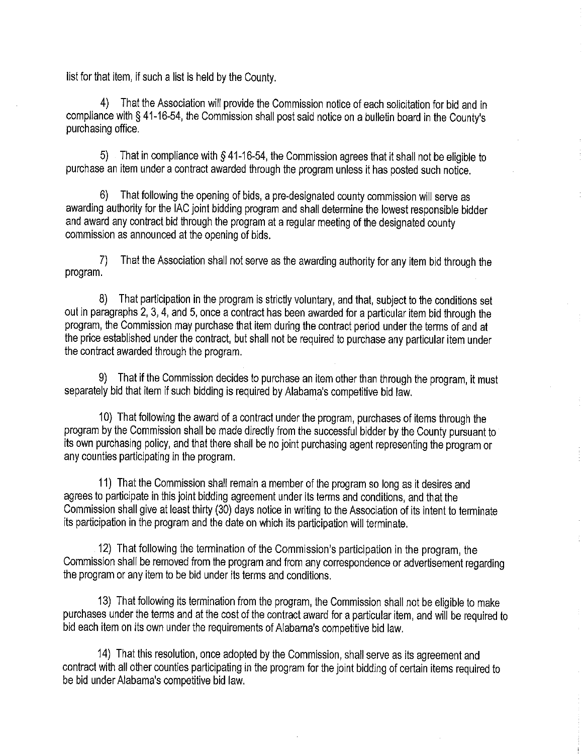list for that item, if such a list is held by the County.

4) That the Association will provide the Commission notice of each solicitation for bid and in compliance with § 41-16-54, the Commission shall post said notice on a bulletin board in the County's purchasing office.

5) That in compliance with § 41-16-54, the Commission agrees that it shall not be eligible to purchase an item under a contract awarded through the program unless it has posted such notice.

6) That following the opening of bids, a pre-designated county commission will serve as awarding authority for the IAC joint bidding program and shall determine the lowest responsible bidder and award any contract bid through the program at a regular meeting of the designated county commission as announced at the opening of bids.

7) That the Association shall not serve as the awarding authority for any item bid through the program.

8) That participation in the program is strictly voluntary, and that, subject to the conditions set out in paragraphs 2, 3, 4, and 5, once a contract has been awarded for a particular item bid through the program, the Commission may purchase that item during the contract period under the terms of and at the price established under the contract, but shall not be required to purchase any particular item under the contract awarded through the program.

9) That if the Commission decides to purchase an item other than through the program, it must separately bid that item if such bidding is required by Alabama's competitive bid law.

10) That following the award of a contract under the program, purchases of items through the program by the Commission shall be made directly from the successful bidder by the County pursuant to its own purchasing policy, and that there shall be no joint purchasing agent representing the program or any counties participating in the program.

11) That the Commission shall remain a member of the program so long as it desires and agrees to participate in this joint bidding agreement under its terms and conditions, and that the Commission shall give at least thirty (30) days notice in writing to the Association of its intent to terminate its participation in the program and the date on which its participation will terminate.

12) That following the termination of the Commission's participation in the program, the Commission shall be removed from the program and from any correspondence or advertisement regarding the program or any item to be bid under its terms and conditions.

13) That following its termination from the program, the Commission shall not be eligible to make purchases under the terms and at the cost of the contract award for a particular item, and will be required to bid each item on its own under the requirements of Alabama's competitive bid law.

14) That this resolution, once adopted by the Commission, shall serve as its agreement and contract with all other counties participating in the program for the joint bidding of certain items required to be bid under Alabama's competitive bid law.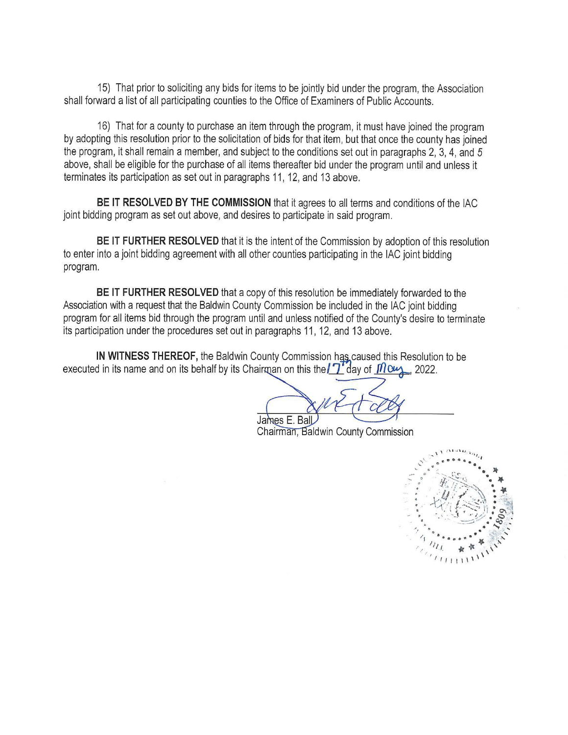15) That prior to soliciting any bids for items to be jointly bid under the program, the Association shall forward a list of all participating counties to the Office of Examiners of Public Accounts.

16) That for a county to purchase an item through the program, it must have joined the program by adopting this resolution prior to the solicitation of bids for that item, but that once the county has joined the program, it shall remain a member, and subject to the conditions set out in paragraphs 2, 3, 4, and 5 above, shall be eligible for the purchase of all items thereafter bid under the program until and unless it terminates its participation as set out in paragraphs 11, 12, and 13 above.

**BE IT RESOLVED BY THE COMMISSION** that it agrees to all terms and conditions of the IAC joint bidding program as set out above, and desires to participate in said program.

**BE IT FURTHER RESOLVED** that it is the intent of the Commission by adoption of this resolution to enter into a joint bidding agreement with all other counties participating in the IAC joint bidding program.

**BE IT FURTHER RESOLVED** that a copy of this resolution be immediately forwarded to the Association with a request that the Baldwin County Commission be included in the IAC joint bidding program for all items bid through the program until and unless notified of the County's desire to terminate its participation under the procedures set out in paragraphs 11, 12, and 13 above.

**IN WITNESS THEREOF,** the Baldwin County Commission has caused this Resolution to be executed in its name and on its behalf by its Chairman on this the 17th day of May, 2022.

James E. Ball
Chairman, Baldwin County Commission